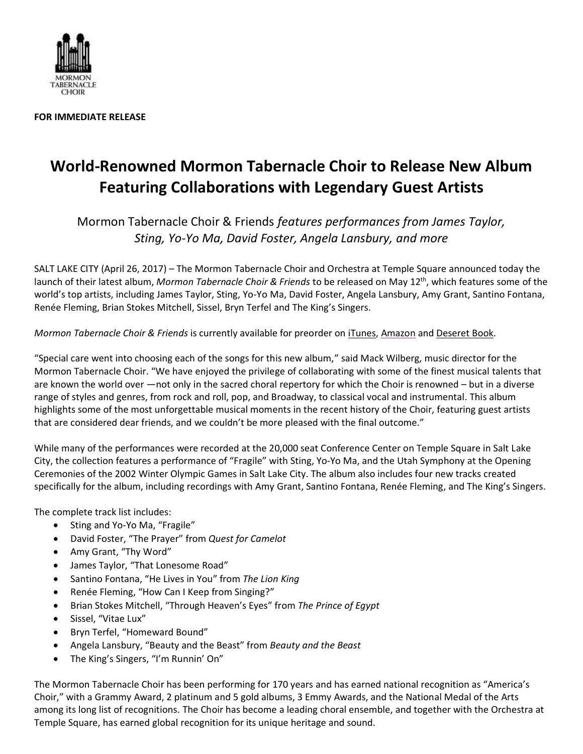MORMON TABERNACLE CHOIR

**FOR IMMEDIATE RELEASE**

# World-Renowned Mormon Tabernacle Choir to Release New Album Featuring Collaborations with Legendary Guest Artists

Mormon Tabernacle Choir & Friends *features performances from James Taylor, Sting, Yo-Yo Ma, David Foster, Angela Lansbury, and more*

SALT LAKE CITY (April 26, 2017) – The Mormon Tabernacle Choir and Orchestra at Temple Square announced today the launch of their latest album, *Mormon Tabernacle Choir & Friends* to be released on May 12th, which features some of the world's top artists, including James Taylor, Sting, Yo-Yo Ma, David Foster, Angela Lansbury, Amy Grant, Santino Fontana, Renée Fleming, Brian Stokes Mitchell, Sissel, Bryn Terfel and The King's Singers.

*Mormon Tabernacle Choir & Friends* is currently available for preorder on iTunes, Amazon and Deseret Book.

"Special care went into choosing each of the songs for this new album," said Mack Wilberg, music director for the Mormon Tabernacle Choir. "We have enjoyed the privilege of collaborating with some of the finest musical talents that are known the world over —not only in the sacred choral repertory for which the Choir is renowned – but in a diverse range of styles and genres, from rock and roll, pop, and Broadway, to classical vocal and instrumental. This album highlights some of the most unforgettable musical moments in the recent history of the Choir, featuring guest artists that are considered dear friends, and we couldn't be more pleased with the final outcome."

While many of the performances were recorded at the 20,000 seat Conference Center on Temple Square in Salt Lake City, the collection features a performance of "Fragile" with Sting, Yo-Yo Ma, and the Utah Symphony at the Opening Ceremonies of the 2002 Winter Olympic Games in Salt Lake City. The album also includes four new tracks created specifically for the album, including recordings with Amy Grant, Santino Fontana, Renée Fleming, and The King's Singers.

The complete track list includes:

- Sting and Yo-Yo Ma, "Fragile"
- David Foster, "The Prayer" from *Quest for Camelot*
- Amy Grant, "Thy Word"
- James Taylor, "That Lonesome Road"
- Santino Fontana, "He Lives in You" from *The Lion King*
- Renée Fleming, "How Can I Keep from Singing?"
- Brian Stokes Mitchell, "Through Heaven's Eyes" from *The Prince of Egypt*
- Sissel, "Vitae Lux"
- Bryn Terfel, "Homeward Bound"
- Angela Lansbury, "Beauty and the Beast" from *Beauty and the Beast*
- The King's Singers, "I'm Runnin' On"

The Mormon Tabernacle Choir has been performing for 170 years and has earned national recognition as "America's Choir," with a Grammy Award, 2 platinum and 5 gold albums, 3 Emmy Awards, and the National Medal of the Arts among its long list of recognitions. The Choir has become a leading choral ensemble, and together with the Orchestra at Temple Square, has earned global recognition for its unique heritage and sound.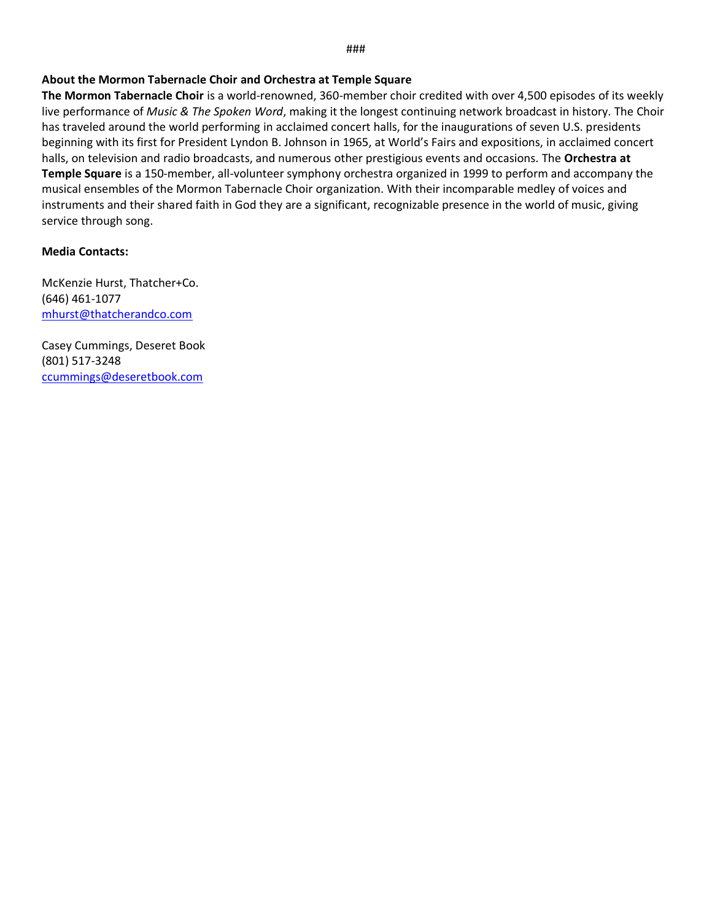###

**About the Mormon Tabernacle Choir and Orchestra at Temple Square**

**The Mormon Tabernacle Choir** is a world-renowned, 360-member choir credited with over 4,500 episodes of its weekly live performance of *Music & The Spoken Word*, making it the longest continuing network broadcast in history. The Choir has traveled around the world performing in acclaimed concert halls, for the inaugurations of seven U.S. presidents beginning with its first for President Lyndon B. Johnson in 1965, at World's Fairs and expositions, in acclaimed concert halls, on television and radio broadcasts, and numerous other prestigious events and occasions. The **Orchestra at Temple Square** is a 150-member, all-volunteer symphony orchestra organized in 1999 to perform and accompany the musical ensembles of the Mormon Tabernacle Choir organization. With their incomparable medley of voices and instruments and their shared faith in God they are a significant, recognizable presence in the world of music, giving service through song.

**Media Contacts:**

McKenzie Hurst, Thatcher+Co.
(646) 461-1077
mhurst@thatcherandco.com

Casey Cummings, Deseret Book
(801) 517-3248
ccummings@deseretbook.com